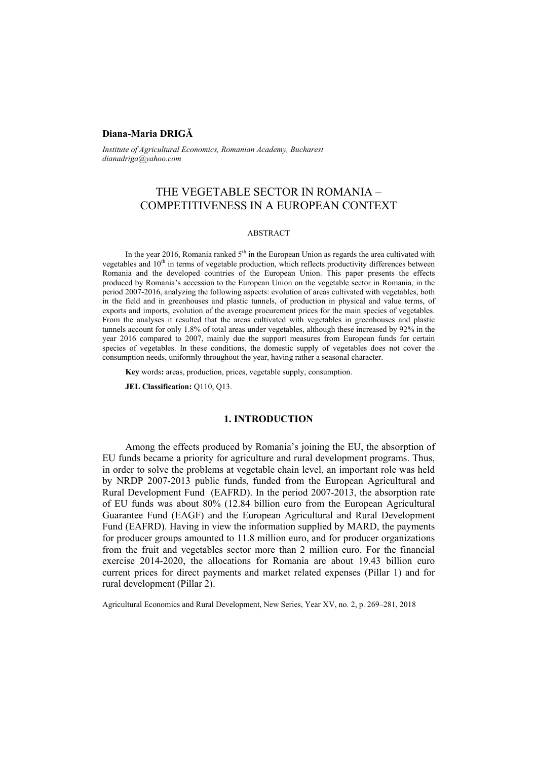**Diana-Maria DRIGĂ**

*Institute of Agricultural Economics, Romanian Academy, Bucharest*
*dianadriga@yahoo.com*

# THE VEGETABLE SECTOR IN ROMANIA – COMPETITIVENESS IN A EUROPEAN CONTEXT

## ABSTRACT

In the year 2016, Romania ranked 5th in the European Union as regards the area cultivated with vegetables and 10th in terms of vegetable production, which reflects productivity differences between Romania and the developed countries of the European Union. This paper presents the effects produced by Romania's accession to the European Union on the vegetable sector in Romania, in the period 2007-2016, analyzing the following aspects: evolution of areas cultivated with vegetables, both in the field and in greenhouses and plastic tunnels, of production in physical and value terms, of exports and imports, evolution of the average procurement prices for the main species of vegetables. From the analyses it resulted that the areas cultivated with vegetables in greenhouses and plastic tunnels account for only 1.8% of total areas under vegetables, although these increased by 92% in the year 2016 compared to 2007, mainly due the support measures from European funds for certain species of vegetables. In these conditions, the domestic supply of vegetables does not cover the consumption needs, uniformly throughout the year, having rather a seasonal character.

**Key words:** areas, production, prices, vegetable supply, consumption.

**JEL Classification:** Q110, Q13.

## 1. INTRODUCTION

Among the effects produced by Romania's joining the EU, the absorption of EU funds became a priority for agriculture and rural development programs. Thus, in order to solve the problems at vegetable chain level, an important role was held by NRDP 2007-2013 public funds, funded from the European Agricultural and Rural Development Fund (EAFRD). In the period 2007-2013, the absorption rate of EU funds was about 80% (12.84 billion euro from the European Agricultural Guarantee Fund (EAGF) and the European Agricultural and Rural Development Fund (EAFRD). Having in view the information supplied by MARD, the payments for producer groups amounted to 11.8 million euro, and for producer organizations from the fruit and vegetables sector more than 2 million euro. For the financial exercise 2014-2020, the allocations for Romania are about 19.43 billion euro current prices for direct payments and market related expenses (Pillar 1) and for rural development (Pillar 2).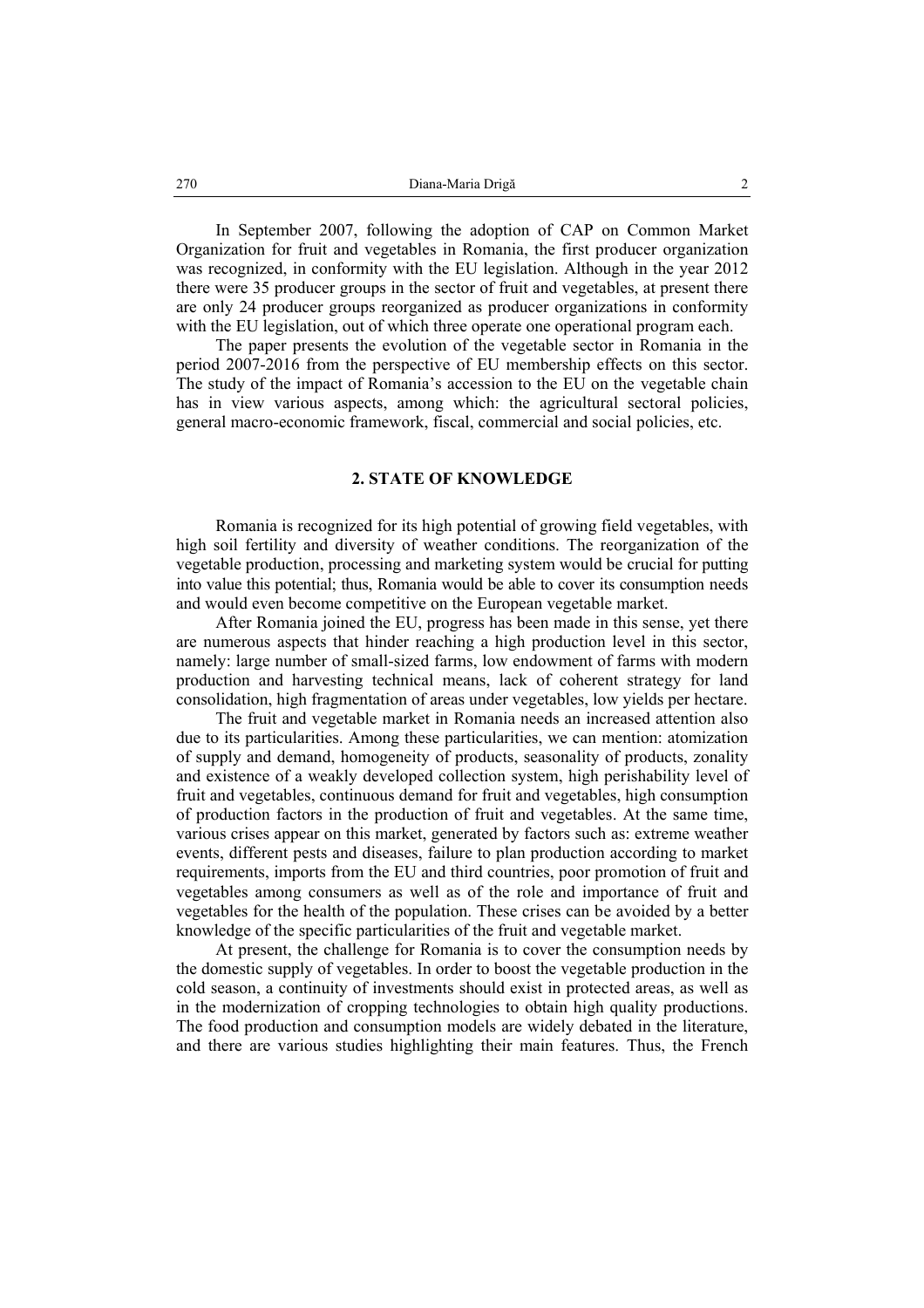In September 2007, following the adoption of CAP on Common Market Organization for fruit and vegetables in Romania, the first producer organization was recognized, in conformity with the EU legislation. Although in the year 2012 there were 35 producer groups in the sector of fruit and vegetables, at present there are only 24 producer groups reorganized as producer organizations in conformity with the EU legislation, out of which three operate one operational program each.

The paper presents the evolution of the vegetable sector in Romania in the period 2007-2016 from the perspective of EU membership effects on this sector. The study of the impact of Romania's accession to the EU on the vegetable chain has in view various aspects, among which: the agricultural sectoral policies, general macro-economic framework, fiscal, commercial and social policies, etc.

## 2. STATE OF KNOWLEDGE

Romania is recognized for its high potential of growing field vegetables, with high soil fertility and diversity of weather conditions. The reorganization of the vegetable production, processing and marketing system would be crucial for putting into value this potential; thus, Romania would be able to cover its consumption needs and would even become competitive on the European vegetable market.

After Romania joined the EU, progress has been made in this sense, yet there are numerous aspects that hinder reaching a high production level in this sector, namely: large number of small-sized farms, low endowment of farms with modern production and harvesting technical means, lack of coherent strategy for land consolidation, high fragmentation of areas under vegetables, low yields per hectare.

The fruit and vegetable market in Romania needs an increased attention also due to its particularities. Among these particularities, we can mention: atomization of supply and demand, homogeneity of products, seasonality of products, zonality and existence of a weakly developed collection system, high perishability level of fruit and vegetables, continuous demand for fruit and vegetables, high consumption of production factors in the production of fruit and vegetables. At the same time, various crises appear on this market, generated by factors such as: extreme weather events, different pests and diseases, failure to plan production according to market requirements, imports from the EU and third countries, poor promotion of fruit and vegetables among consumers as well as of the role and importance of fruit and vegetables for the health of the population. These crises can be avoided by a better knowledge of the specific particularities of the fruit and vegetable market.

At present, the challenge for Romania is to cover the consumption needs by the domestic supply of vegetables. In order to boost the vegetable production in the cold season, a continuity of investments should exist in protected areas, as well as in the modernization of cropping technologies to obtain high quality productions. The food production and consumption models are widely debated in the literature, and there are various studies highlighting their main features. Thus, the French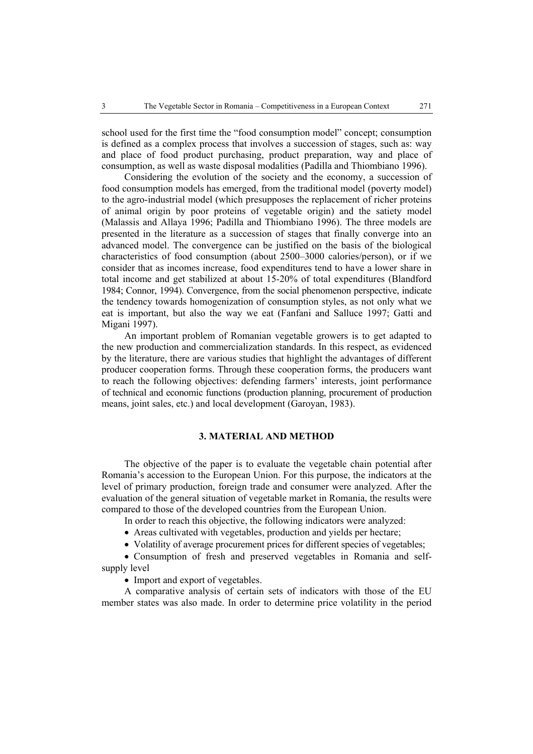school used for the first time the "food consumption model" concept; consumption is defined as a complex process that involves a succession of stages, such as: way and place of food product purchasing, product preparation, way and place of consumption, as well as waste disposal modalities (Padilla and Thiombiano 1996).

Considering the evolution of the society and the economy, a succession of food consumption models has emerged, from the traditional model (poverty model) to the agro-industrial model (which presupposes the replacement of richer proteins of animal origin by poor proteins of vegetable origin) and the satiety model (Malassis and Allaya 1996; Padilla and Thiombiano 1996). The three models are presented in the literature as a succession of stages that finally converge into an advanced model. The convergence can be justified on the basis of the biological characteristics of food consumption (about 2500–3000 calories/person), or if we consider that as incomes increase, food expenditures tend to have a lower share in total income and get stabilized at about 15-20% of total expenditures (Blandford 1984; Connor, 1994). Convergence, from the social phenomenon perspective, indicate the tendency towards homogenization of consumption styles, as not only what we eat is important, but also the way we eat (Fanfani and Salluce 1997; Gatti and Migani 1997).

An important problem of Romanian vegetable growers is to get adapted to the new production and commercialization standards. In this respect, as evidenced by the literature, there are various studies that highlight the advantages of different producer cooperation forms. Through these cooperation forms, the producers want to reach the following objectives: defending farmers' interests, joint performance of technical and economic functions (production planning, procurement of production means, joint sales, etc.) and local development (Garoyan, 1983).

## 3. MATERIAL AND METHOD

The objective of the paper is to evaluate the vegetable chain potential after Romania's accession to the European Union. For this purpose, the indicators at the level of primary production, foreign trade and consumer were analyzed. After the evaluation of the general situation of vegetable market in Romania, the results were compared to those of the developed countries from the European Union.

In order to reach this objective, the following indicators were analyzed:

- Areas cultivated with vegetables, production and yields per hectare;
- Volatility of average procurement prices for different species of vegetables;
- Consumption of fresh and preserved vegetables in Romania and self-supply level
- Import and export of vegetables.

A comparative analysis of certain sets of indicators with those of the EU member states was also made. In order to determine price volatility in the period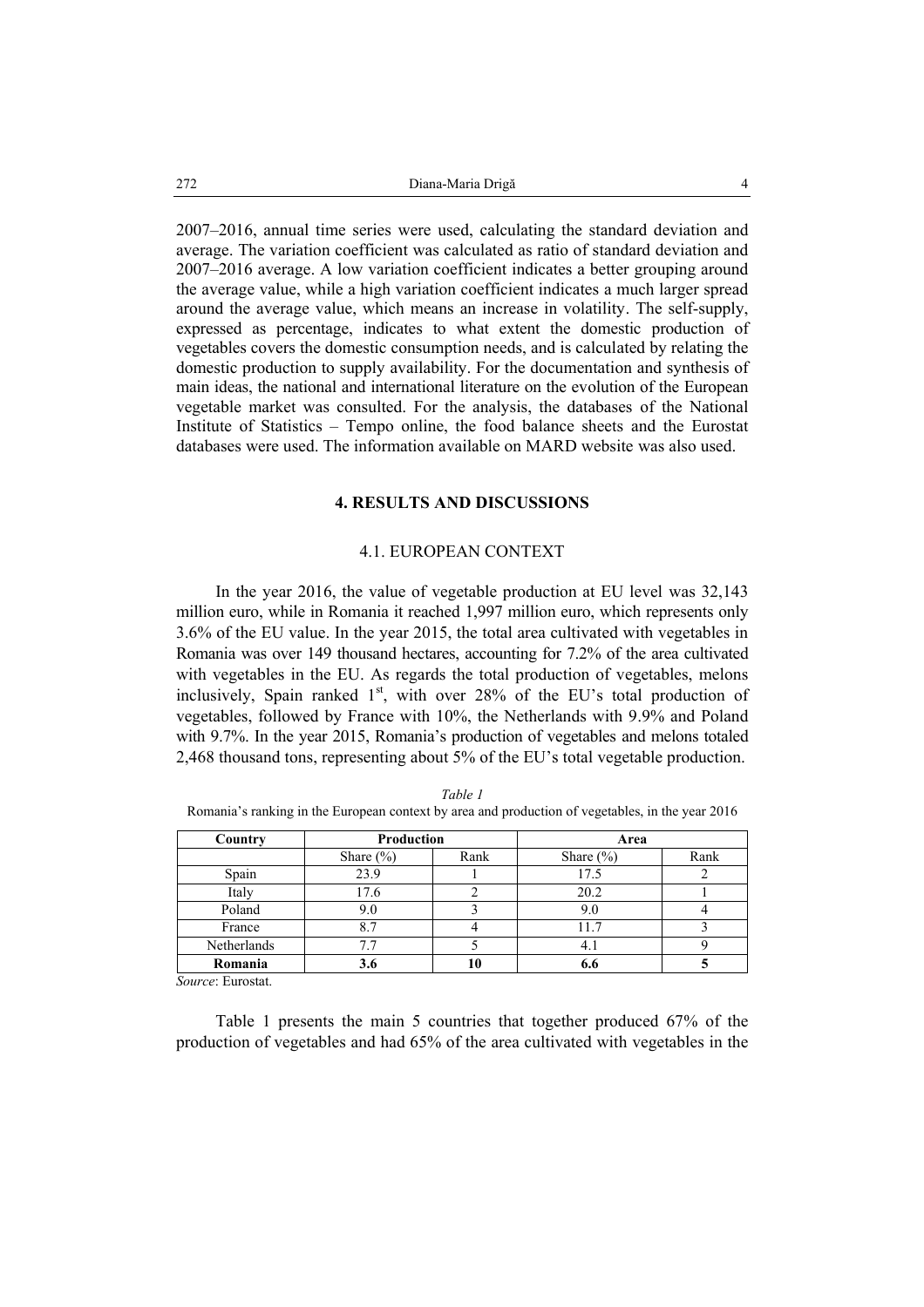2007–2016, annual time series were used, calculating the standard deviation and average. The variation coefficient was calculated as ratio of standard deviation and 2007–2016 average. A low variation coefficient indicates a better grouping around the average value, while a high variation coefficient indicates a much larger spread around the average value, which means an increase in volatility. The self-supply, expressed as percentage, indicates to what extent the domestic production of vegetables covers the domestic consumption needs, and is calculated by relating the domestic production to supply availability. For the documentation and synthesis of main ideas, the national and international literature on the evolution of the European vegetable market was consulted. For the analysis, the databases of the National Institute of Statistics – Tempo online, the food balance sheets and the Eurostat databases were used. The information available on MARD website was also used.

## 4. RESULTS AND DISCUSSIONS

### 4.1. EUROPEAN CONTEXT

In the year 2016, the value of vegetable production at EU level was 32,143 million euro, while in Romania it reached 1,997 million euro, which represents only 3.6% of the EU value. In the year 2015, the total area cultivated with vegetables in Romania was over 149 thousand hectares, accounting for 7.2% of the area cultivated with vegetables in the EU. As regards the total production of vegetables, melons inclusively, Spain ranked 1st, with over 28% of the EU's total production of vegetables, followed by France with 10%, the Netherlands with 9.9% and Poland with 9.7%. In the year 2015, Romania's production of vegetables and melons totaled 2,468 thousand tons, representing about 5% of the EU's total vegetable production.

*Table 1*

Romania's ranking in the European context by area and production of vegetables, in the year 2016

| Country | Production | | Area | |
|---|---|---|---|---|
| | Share (%) | Rank | Share (%) | Rank |
| Spain | 23.9 | 1 | 17.5 | 2 |
| Italy | 17.6 | 2 | 20.2 | 1 |
| Poland | 9.0 | 3 | 9.0 | 4 |
| France | 8.7 | 4 | 11.7 | 3 |
| Netherlands | 7.7 | 5 | 4.1 | 9 |
| **Romania** | **3.6** | **10** | **6.6** | **5** |

*Source*: Eurostat.

Table 1 presents the main 5 countries that together produced 67% of the production of vegetables and had 65% of the area cultivated with vegetables in the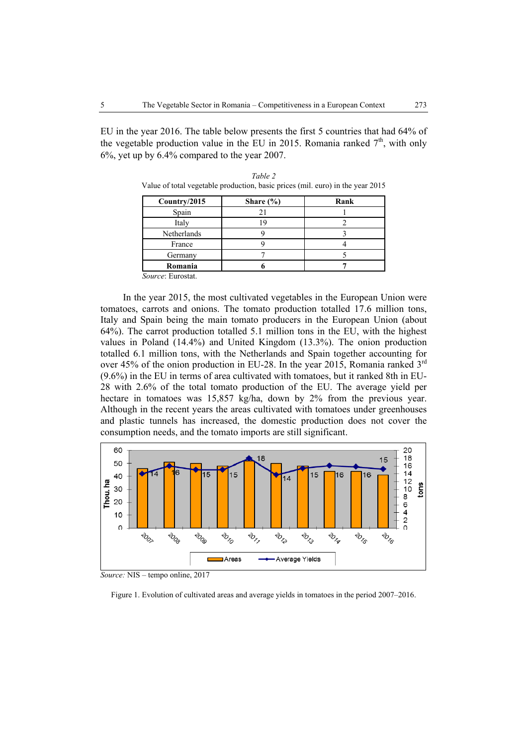EU in the year 2016. The table below presents the first 5 countries that had 64% of the vegetable production value in the EU in 2015. Romania ranked 7th, with only 6%, yet up by 6.4% compared to the year 2007.

*Table 2*

Value of total vegetable production, basic prices (mil. euro) in the year 2015

| Country/2015 | Share (%) | Rank |
|---|---|---|
| Spain | 21 | 1 |
| Italy | 19 | 2 |
| Netherlands | 9 | 3 |
| France | 9 | 4 |
| Germany | 7 | 5 |
| **Romania** | **6** | **7** |

*Source*: Eurostat.

In the year 2015, the most cultivated vegetables in the European Union were tomatoes, carrots and onions. The tomato production totalled 17.6 million tons, Italy and Spain being the main tomato producers in the European Union (about 64%). The carrot production totalled 5.1 million tons in the EU, with the highest values in Poland (14.4%) and United Kingdom (13.3%). The onion production totalled 6.1 million tons, with the Netherlands and Spain together accounting for over 45% of the onion production in EU-28. In the year 2015, Romania ranked 3rd (9.6%) in the EU in terms of area cultivated with tomatoes, but it ranked 8th in EU-28 with 2.6% of the total tomato production of the EU. The average yield per hectare in tomatoes was 15,857 kg/ha, down by 2% from the previous year. Although in the recent years the areas cultivated with tomatoes under greenhouses and plastic tunnels has increased, the domestic production does not cover the consumption needs, and the tomato imports are still significant.

*Source:* NIS – tempo online, 2017

Figure 1. Evolution of cultivated areas and average yields in tomatoes in the period 2007–2016.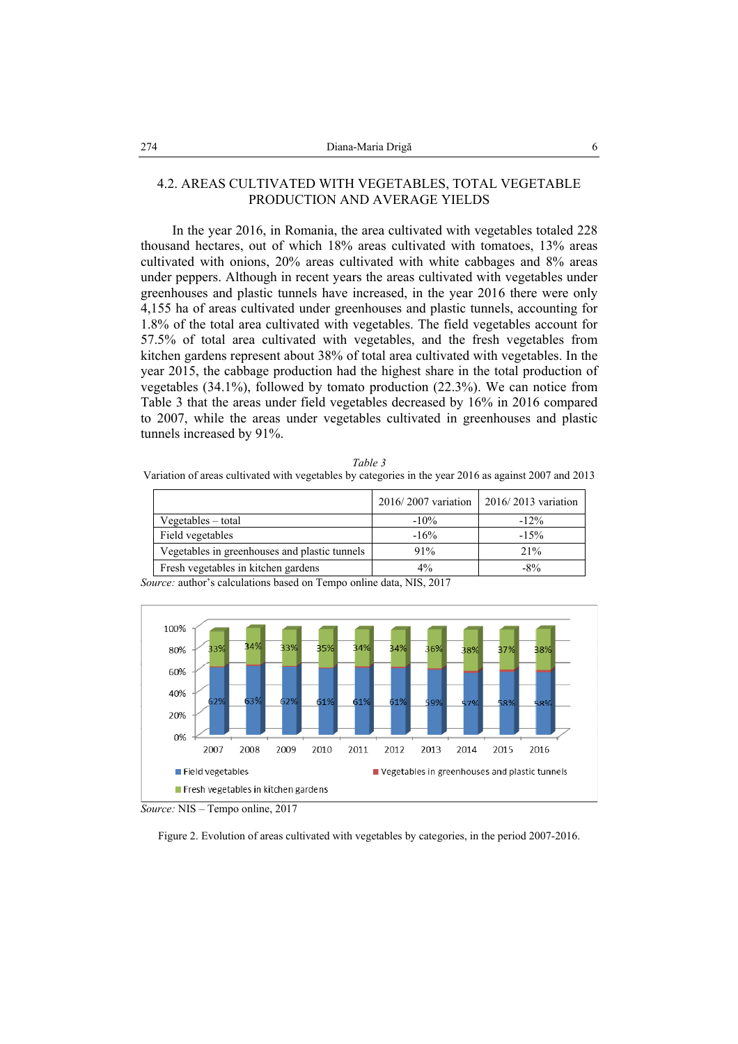## 4.2. AREAS CULTIVATED WITH VEGETABLES, TOTAL VEGETABLE PRODUCTION AND AVERAGE YIELDS

In the year 2016, in Romania, the area cultivated with vegetables totaled 228 thousand hectares, out of which 18% areas cultivated with tomatoes, 13% areas cultivated with onions, 20% areas cultivated with white cabbages and 8% areas under peppers. Although in recent years the areas cultivated with vegetables under greenhouses and plastic tunnels have increased, in the year 2016 there were only 4,155 ha of areas cultivated under greenhouses and plastic tunnels, accounting for 1.8% of the total area cultivated with vegetables. The field vegetables account for 57.5% of total area cultivated with vegetables, and the fresh vegetables from kitchen gardens represent about 38% of total area cultivated with vegetables. In the year 2015, the cabbage production had the highest share in the total production of vegetables (34.1%), followed by tomato production (22.3%). We can notice from Table 3 that the areas under field vegetables decreased by 16% in 2016 compared to 2007, while the areas under vegetables cultivated in greenhouses and plastic tunnels increased by 91%.

*Table 3*

Variation of areas cultivated with vegetables by categories in the year 2016 as against 2007 and 2013

| | 2016/ 2007 variation | 2016/ 2013 variation |
|---|---|---|
| Vegetables – total | -10% | -12% |
| Field vegetables | -16% | -15% |
| Vegetables in greenhouses and plastic tunnels | 91% | 21% |
| Fresh vegetables in kitchen gardens | 4% | -8% |

*Source:* author's calculations based on Tempo online data, NIS, 2017

*Source:* NIS – Tempo online, 2017

Figure 2. Evolution of areas cultivated with vegetables by categories, in the period 2007-2016.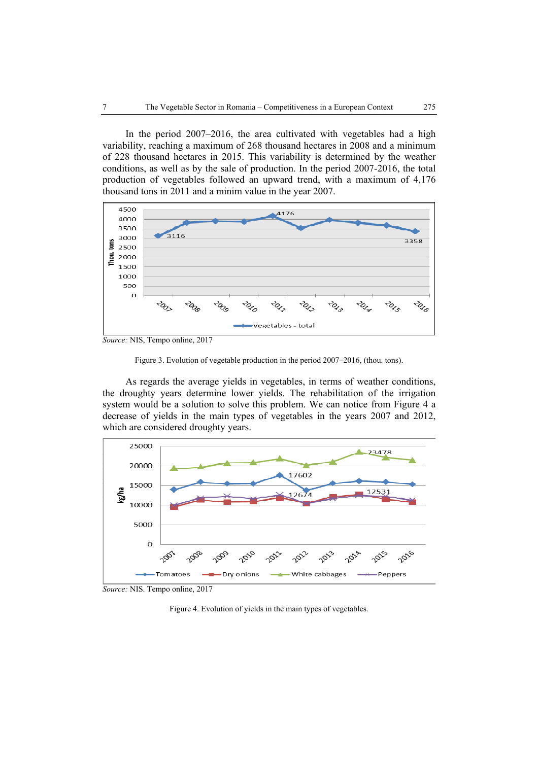In the period 2007–2016, the area cultivated with vegetables had a high variability, reaching a maximum of 268 thousand hectares in 2008 and a minimum of 228 thousand hectares in 2015. This variability is determined by the weather conditions, as well as by the sale of production. In the period 2007-2016, the total production of vegetables followed an upward trend, with a maximum of 4,176 thousand tons in 2011 and a minim value in the year 2007.

*Source:* NIS, Tempo online, 2017

Figure 3. Evolution of vegetable production in the period 2007–2016, (thou. tons).

As regards the average yields in vegetables, in terms of weather conditions, the droughty years determine lower yields. The rehabilitation of the irrigation system would be a solution to solve this problem. We can notice from Figure 4 a decrease of yields in the main types of vegetables in the years 2007 and 2012, which are considered droughty years.

*Source:* NIS. Tempo online, 2017

Figure 4. Evolution of yields in the main types of vegetables.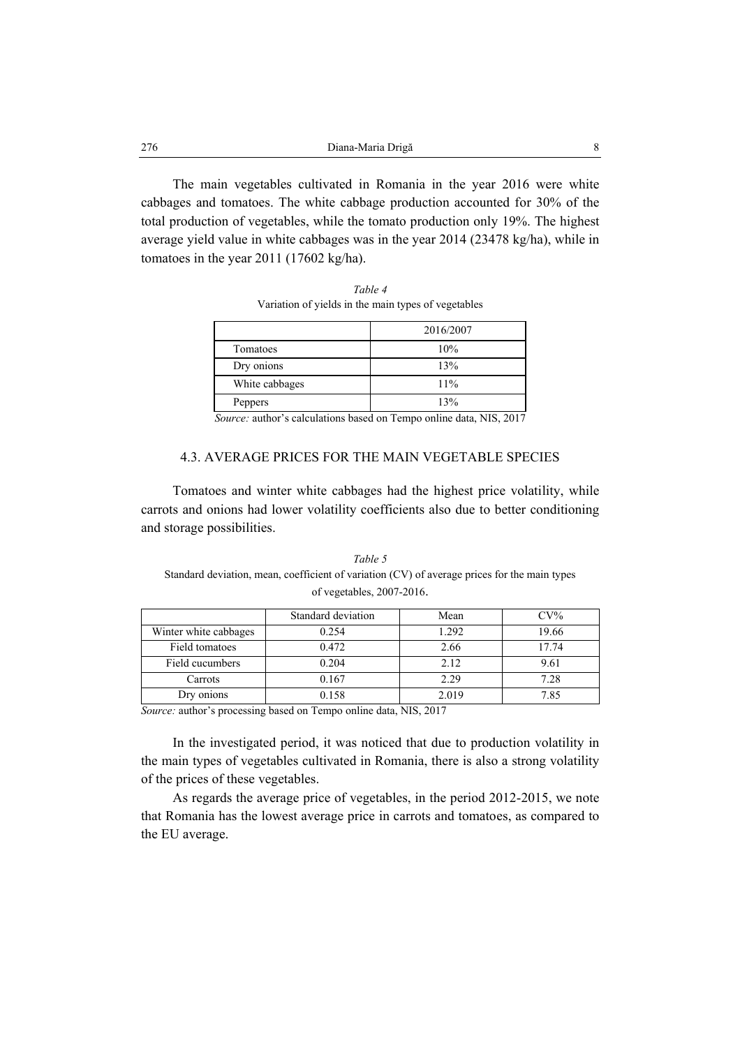The main vegetables cultivated in Romania in the year 2016 were white cabbages and tomatoes. The white cabbage production accounted for 30% of the total production of vegetables, while the tomato production only 19%. The highest average yield value in white cabbages was in the year 2014 (23478 kg/ha), while in tomatoes in the year 2011 (17602 kg/ha).

*Table 4*

Variation of yields in the main types of vegetables

| | 2016/2007 |
|---|---|
| Tomatoes | 10% |
| Dry onions | 13% |
| White cabbages | 11% |
| Peppers | 13% |

*Source:* author's calculations based on Tempo online data, NIS, 2017

### 4.3. AVERAGE PRICES FOR THE MAIN VEGETABLE SPECIES

Tomatoes and winter white cabbages had the highest price volatility, while carrots and onions had lower volatility coefficients also due to better conditioning and storage possibilities.

*Table 5*

Standard deviation, mean, coefficient of variation (CV) of average prices for the main types of vegetables, 2007-2016.

| | Standard deviation | Mean | CV% |
|---|---|---|---|
| Winter white cabbages | 0.254 | 1.292 | 19.66 |
| Field tomatoes | 0.472 | 2.66 | 17.74 |
| Field cucumbers | 0.204 | 2.12 | 9.61 |
| Carrots | 0.167 | 2.29 | 7.28 |
| Dry onions | 0.158 | 2.019 | 7.85 |

*Source:* author's processing based on Tempo online data, NIS, 2017

In the investigated period, it was noticed that due to production volatility in the main types of vegetables cultivated in Romania, there is also a strong volatility of the prices of these vegetables.

As regards the average price of vegetables, in the period 2012-2015, we note that Romania has the lowest average price in carrots and tomatoes, as compared to the EU average.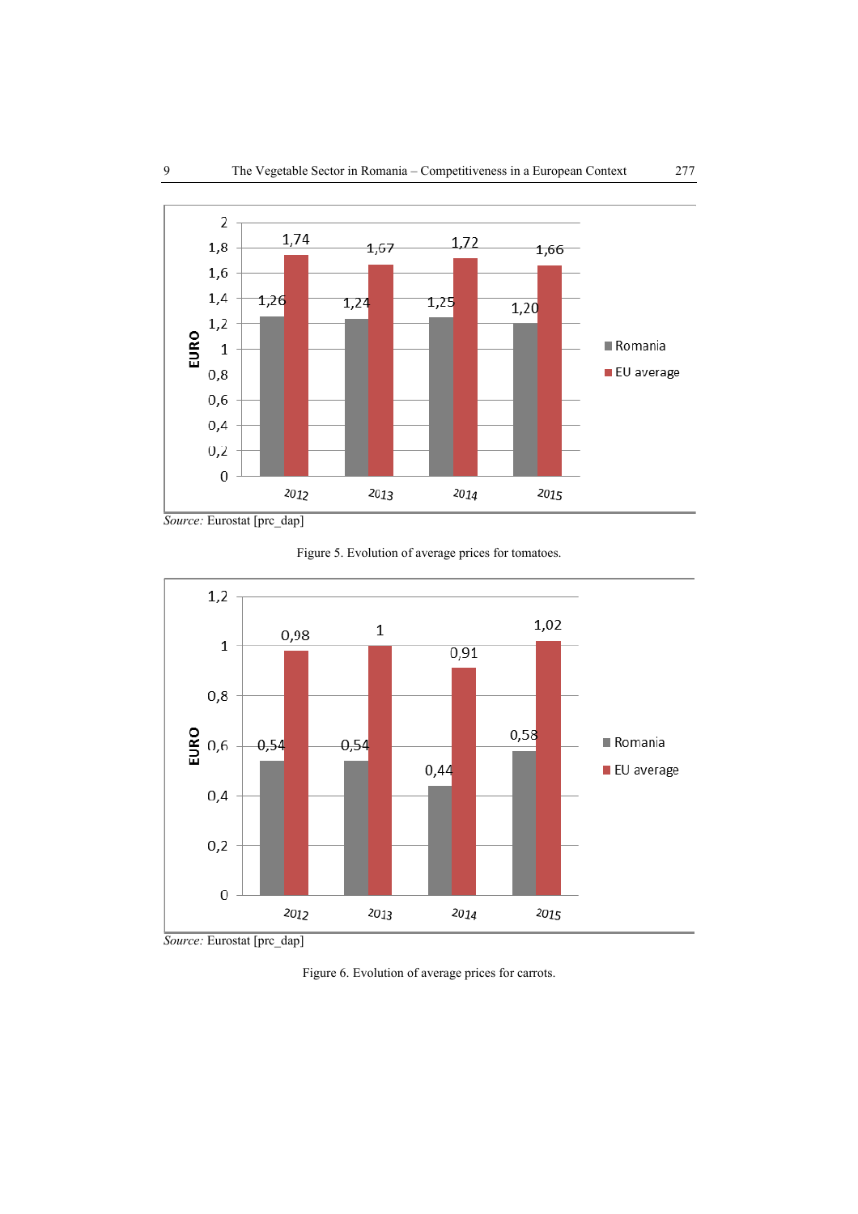| | 2012 | 2013 | 2014 | 2015 |
|---|---|---|---|---|
| Romania | 1,26 | 1,24 | 1,25 | 1,20 |
| EU average | 1,74 | 1,67 | 1,72 | 1,66 |

*Source:* Eurostat [prc_dap]

Figure 5. Evolution of average prices for tomatoes.

| | 2012 | 2013 | 2014 | 2015 |
|---|---|---|---|---|
| Romania | 0,54 | 0,54 | 0,44 | 0,58 |
| EU average | 0,98 | 1 | 0,91 | 1,02 |

*Source:* Eurostat [prc_dap]

Figure 6. Evolution of average prices for carrots.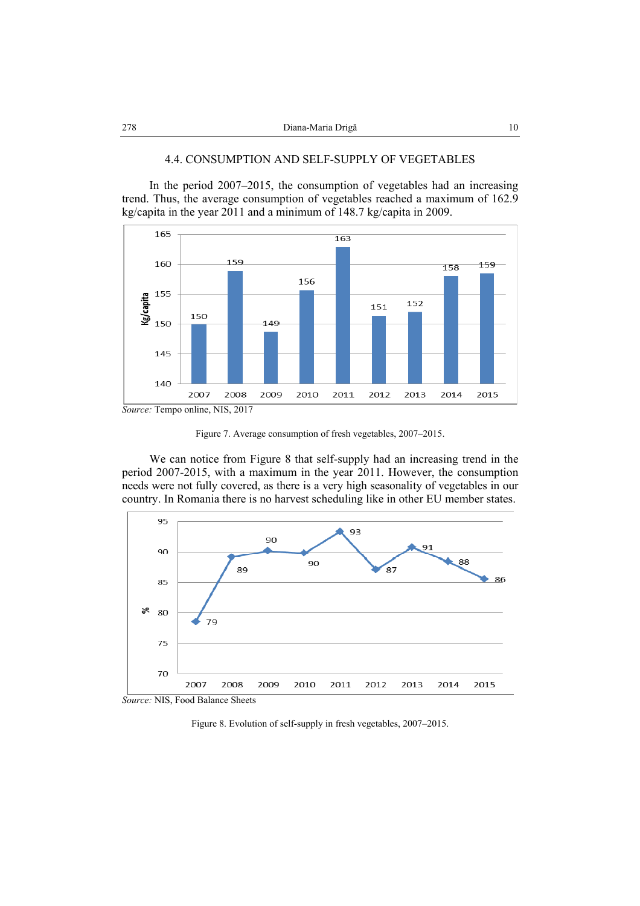## 4.4. CONSUMPTION AND SELF-SUPPLY OF VEGETABLES

In the period 2007–2015, the consumption of vegetables had an increasing trend. Thus, the average consumption of vegetables reached a maximum of 162.9 kg/capita in the year 2011 and a minimum of 148.7 kg/capita in 2009.

*Source:* Tempo online, NIS, 2017

Figure 7. Average consumption of fresh vegetables, 2007–2015.

We can notice from Figure 8 that self-supply had an increasing trend in the period 2007-2015, with a maximum in the year 2011. However, the consumption needs were not fully covered, as there is a very high seasonality of vegetables in our country. In Romania there is no harvest scheduling like in other EU member states.

*Source:* NIS, Food Balance Sheets

Figure 8. Evolution of self-supply in fresh vegetables, 2007–2015.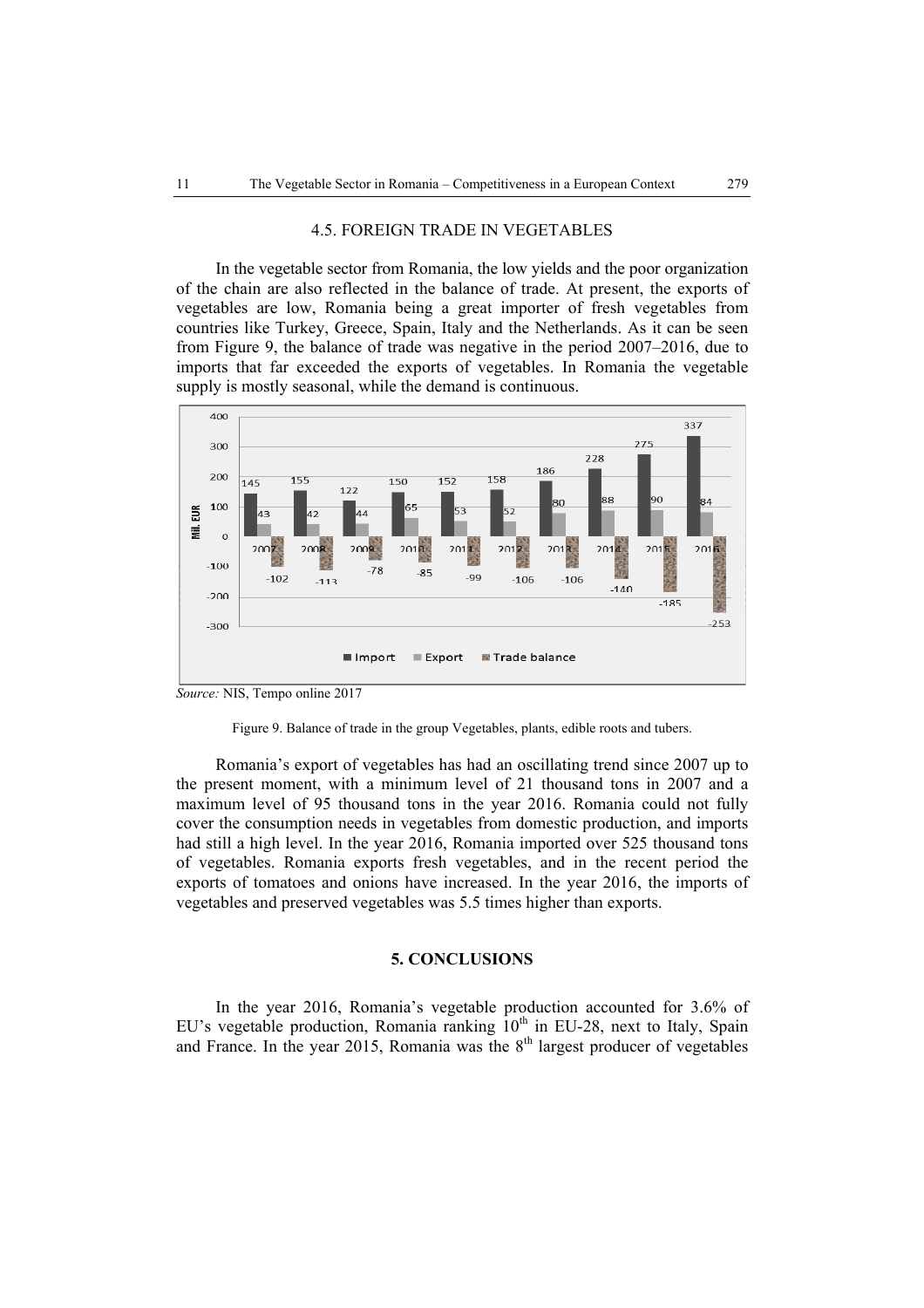### 4.5. FOREIGN TRADE IN VEGETABLES

In the vegetable sector from Romania, the low yields and the poor organization of the chain are also reflected in the balance of trade. At present, the exports of vegetables are low, Romania being a great importer of fresh vegetables from countries like Turkey, Greece, Spain, Italy and the Netherlands. As it can be seen from Figure 9, the balance of trade was negative in the period 2007–2016, due to imports that far exceeded the exports of vegetables. In Romania the vegetable supply is mostly seasonal, while the demand is continuous.

*Source:* NIS, Tempo online 2017

Figure 9. Balance of trade in the group Vegetables, plants, edible roots and tubers.

Romania's export of vegetables has had an oscillating trend since 2007 up to the present moment, with a minimum level of 21 thousand tons in 2007 and a maximum level of 95 thousand tons in the year 2016. Romania could not fully cover the consumption needs in vegetables from domestic production, and imports had still a high level. In the year 2016, Romania imported over 525 thousand tons of vegetables. Romania exports fresh vegetables, and in the recent period the exports of tomatoes and onions have increased. In the year 2016, the imports of vegetables and preserved vegetables was 5.5 times higher than exports.

## 5. CONCLUSIONS

In the year 2016, Romania's vegetable production accounted for 3.6% of EU's vegetable production, Romania ranking 10[th] in EU-28, next to Italy, Spain and France. In the year 2015, Romania was the 8[th] largest producer of vegetables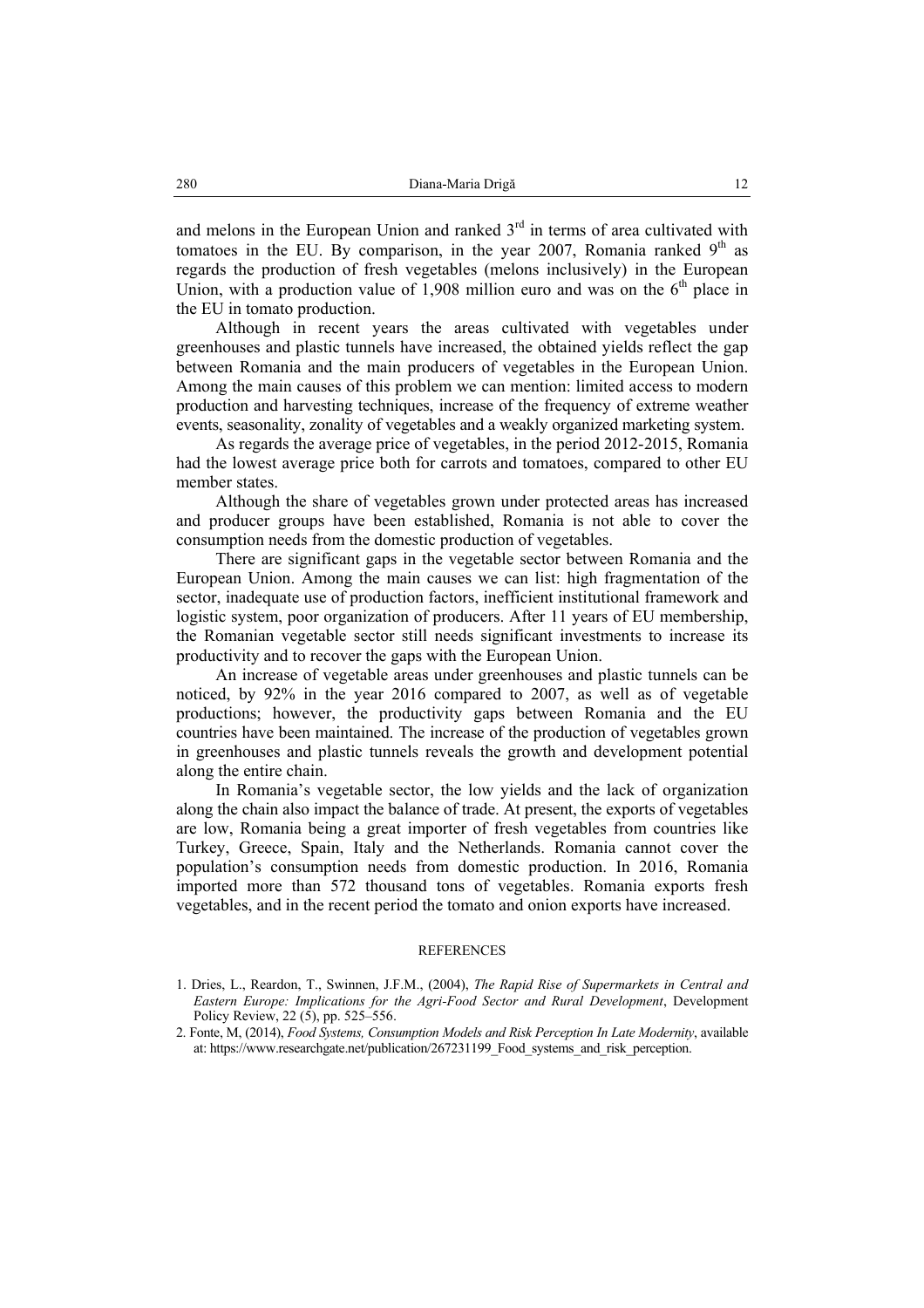and melons in the European Union and ranked 3rd in terms of area cultivated with tomatoes in the EU. By comparison, in the year 2007, Romania ranked 9th as regards the production of fresh vegetables (melons inclusively) in the European Union, with a production value of 1,908 million euro and was on the 6th place in the EU in tomato production.

Although in recent years the areas cultivated with vegetables under greenhouses and plastic tunnels have increased, the obtained yields reflect the gap between Romania and the main producers of vegetables in the European Union. Among the main causes of this problem we can mention: limited access to modern production and harvesting techniques, increase of the frequency of extreme weather events, seasonality, zonality of vegetables and a weakly organized marketing system.

As regards the average price of vegetables, in the period 2012-2015, Romania had the lowest average price both for carrots and tomatoes, compared to other EU member states.

Although the share of vegetables grown under protected areas has increased and producer groups have been established, Romania is not able to cover the consumption needs from the domestic production of vegetables.

There are significant gaps in the vegetable sector between Romania and the European Union. Among the main causes we can list: high fragmentation of the sector, inadequate use of production factors, inefficient institutional framework and logistic system, poor organization of producers. After 11 years of EU membership, the Romanian vegetable sector still needs significant investments to increase its productivity and to recover the gaps with the European Union.

An increase of vegetable areas under greenhouses and plastic tunnels can be noticed, by 92% in the year 2016 compared to 2007, as well as of vegetable productions; however, the productivity gaps between Romania and the EU countries have been maintained. The increase of the production of vegetables grown in greenhouses and plastic tunnels reveals the growth and development potential along the entire chain.

In Romania's vegetable sector, the low yields and the lack of organization along the chain also impact the balance of trade. At present, the exports of vegetables are low, Romania being a great importer of fresh vegetables from countries like Turkey, Greece, Spain, Italy and the Netherlands. Romania cannot cover the population's consumption needs from domestic production. In 2016, Romania imported more than 572 thousand tons of vegetables. Romania exports fresh vegetables, and in the recent period the tomato and onion exports have increased.

## REFERENCES

1. Dries, L., Reardon, T., Swinnen, J.F.M., (2004), *The Rapid Rise of Supermarkets in Central and Eastern Europe: Implications for the Agri-Food Sector and Rural Development*, Development Policy Review, 22 (5), pp. 525–556.
2. Fonte, M, (2014), *Food Systems, Consumption Models and Risk Perception In Late Modernity*, available at: https://www.researchgate.net/publication/267231199_Food_systems_and_risk_perception.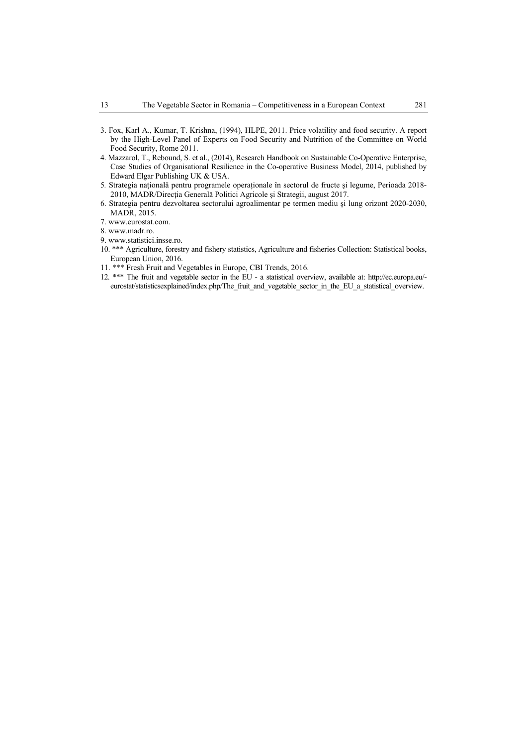3. Fox, Karl A., Kumar, T. Krishna, (1994), HLPE, 2011. Price volatility and food security. A report by the High-Level Panel of Experts on Food Security and Nutrition of the Committee on World Food Security, Rome 2011.
4. Mazzarol, T., Rebound, S. et al., (2014), Research Handbook on Sustainable Co-Operative Enterprise, Case Studies of Organisational Resilience in the Co-operative Business Model, 2014, published by Edward Elgar Publishing UK & USA.
5. Strategia națională pentru programele operaționale în sectorul de fructe și legume, Perioada 2018-2010, MADR/Direcția Generală Politici Agricole și Strategii, august 2017.
6. Strategia pentru dezvoltarea sectorului agroalimentar pe termen mediu și lung orizont 2020-2030, MADR, 2015.
7. www.eurostat.com.
8. www.madr.ro.
9. www.statistici.insse.ro.
10. *** Agriculture, forestry and fishery statistics, Agriculture and fisheries Collection: Statistical books, European Union, 2016.
11. *** Fresh Fruit and Vegetables in Europe, CBI Trends, 2016.
12. *** The fruit and vegetable sector in the EU - a statistical overview, available at: http://ec.europa.eu/-eurostat/statisticsexplained/index.php/The_fruit_and_vegetable_sector_in_the_EU_a_statistical_overview.